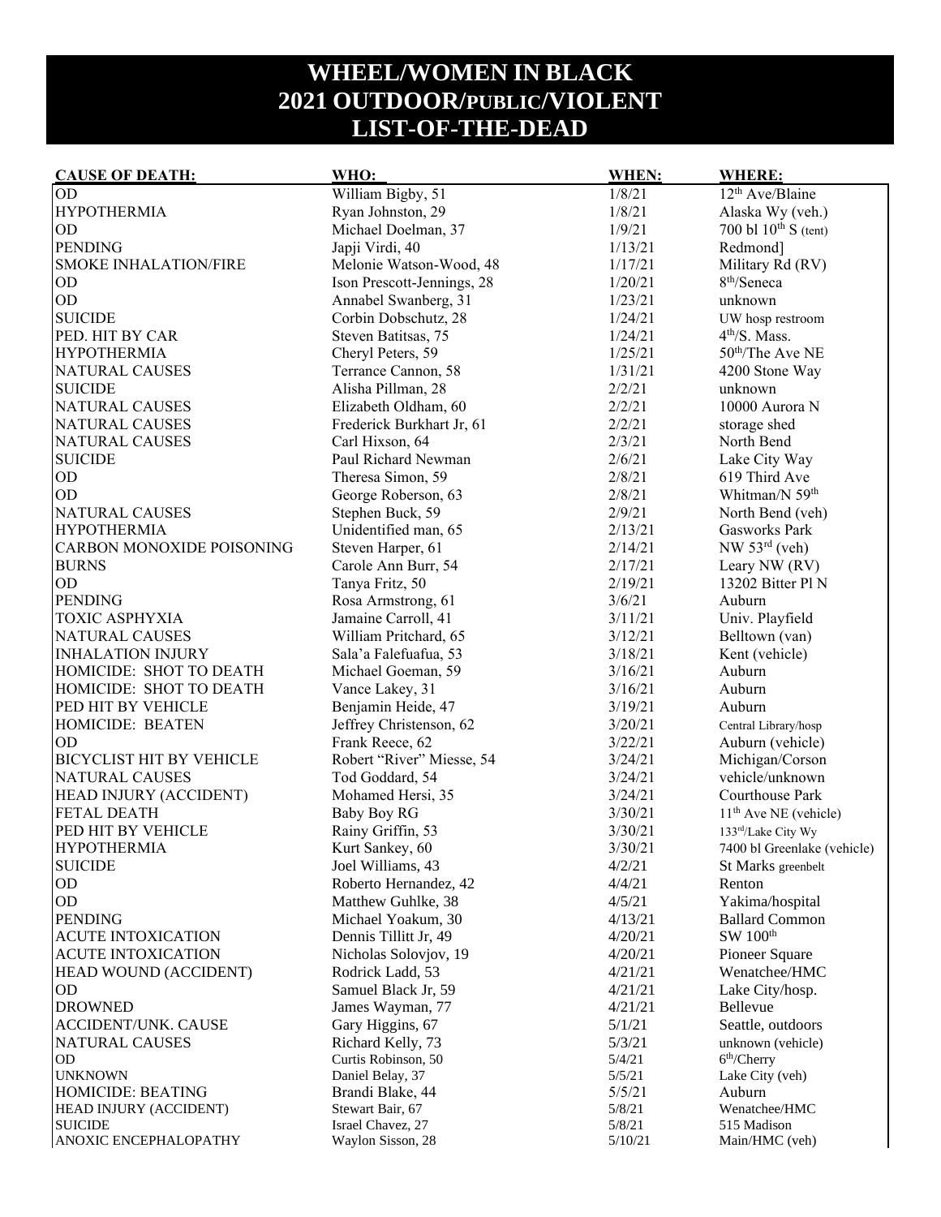# WHEEL/WOMEN IN BLACK
# 2021 OUTDOOR/PUBLIC/VIOLENT
# LIST-OF-THE-DEAD

| CAUSE OF DEATH: | WHO: | WHEN: | WHERE: |
|---|---|---|---|
| OD | William Bigby, 51 | 1/8/21 | 12th Ave/Blaine |
| HYPOTHERMIA | Ryan Johnston, 29 | 1/8/21 | Alaska Wy (veh.) |
| OD | Michael Doelman, 37 | 1/9/21 | 700 bl 10th S (tent) |
| PENDING | Japji Virdi, 40 | 1/13/21 | Redmond] |
| SMOKE INHALATION/FIRE | Melonie Watson-Wood, 48 | 1/17/21 | Military Rd (RV) |
| OD | Ison Prescott-Jennings, 28 | 1/20/21 | 8th/Seneca |
| OD | Annabel Swanberg, 31 | 1/23/21 | unknown |
| SUICIDE | Corbin Dobschutz, 28 | 1/24/21 | UW hosp restroom |
| PED. HIT BY CAR | Steven Batitsas, 75 | 1/24/21 | 4th/S. Mass. |
| HYPOTHERMIA | Cheryl Peters, 59 | 1/25/21 | 50th/The Ave NE |
| NATURAL CAUSES | Terrance Cannon, 58 | 1/31/21 | 4200 Stone Way |
| SUICIDE | Alisha Pillman, 28 | 2/2/21 | unknown |
| NATURAL CAUSES | Elizabeth Oldham, 60 | 2/2/21 | 10000 Aurora N |
| NATURAL CAUSES | Frederick Burkhart Jr, 61 | 2/2/21 | storage shed |
| NATURAL CAUSES | Carl Hixson, 64 | 2/3/21 | North Bend |
| SUICIDE | Paul Richard Newman | 2/6/21 | Lake City Way |
| OD | Theresa Simon, 59 | 2/8/21 | 619 Third Ave |
| OD | George Roberson, 63 | 2/8/21 | Whitman/N 59th |
| NATURAL CAUSES | Stephen Buck, 59 | 2/9/21 | North Bend (veh) |
| HYPOTHERMIA | Unidentified man, 65 | 2/13/21 | Gasworks Park |
| CARBON MONOXIDE POISONING | Steven Harper, 61 | 2/14/21 | NW 53rd (veh) |
| BURNS | Carole Ann Burr, 54 | 2/17/21 | Leary NW (RV) |
| OD | Tanya Fritz, 50 | 2/19/21 | 13202 Bitter Pl N |
| PENDING | Rosa Armstrong, 61 | 3/6/21 | Auburn |
| TOXIC ASPHYXIA | Jamaine Carroll, 41 | 3/11/21 | Univ. Playfield |
| NATURAL CAUSES | William Pritchard, 65 | 3/12/21 | Belltown (van) |
| INHALATION INJURY | Sala'a Falefuafua, 53 | 3/18/21 | Kent (vehicle) |
| HOMICIDE: SHOT TO DEATH | Michael Goeman, 59 | 3/16/21 | Auburn |
| HOMICIDE: SHOT TO DEATH | Vance Lakey, 31 | 3/16/21 | Auburn |
| PED HIT BY VEHICLE | Benjamin Heide, 47 | 3/19/21 | Auburn |
| HOMICIDE: BEATEN | Jeffrey Christenson, 62 | 3/20/21 | Central Library/hosp |
| OD | Frank Reece, 62 | 3/22/21 | Auburn (vehicle) |
| BICYCLIST HIT BY VEHICLE | Robert "River" Miesse, 54 | 3/24/21 | Michigan/Corson |
| NATURAL CAUSES | Tod Goddard, 54 | 3/24/21 | vehicle/unknown |
| HEAD INJURY (ACCIDENT) | Mohamed Hersi, 35 | 3/24/21 | Courthouse Park |
| FETAL DEATH | Baby Boy RG | 3/30/21 | 11th Ave NE (vehicle) |
| PED HIT BY VEHICLE | Rainy Griffin, 53 | 3/30/21 | 133rd/Lake City Wy |
| HYPOTHERMIA | Kurt Sankey, 60 | 3/30/21 | 7400 bl Greenlake (vehicle) |
| SUICIDE | Joel Williams, 43 | 4/2/21 | St Marks greenbelt |
| OD | Roberto Hernandez, 42 | 4/4/21 | Renton |
| OD | Matthew Guhlke, 38 | 4/5/21 | Yakima/hospital |
| PENDING | Michael Yoakum, 30 | 4/13/21 | Ballard Common |
| ACUTE INTOXICATION | Dennis Tillitt Jr, 49 | 4/20/21 | SW 100th |
| ACUTE INTOXICATION | Nicholas Solovjov, 19 | 4/20/21 | Pioneer Square |
| HEAD WOUND (ACCIDENT) | Rodrick Ladd, 53 | 4/21/21 | Wenatchee/HMC |
| OD | Samuel Black Jr, 59 | 4/21/21 | Lake City/hosp. |
| DROWNED | James Wayman, 77 | 4/21/21 | Bellevue |
| ACCIDENT/UNK. CAUSE | Gary Higgins, 67 | 5/1/21 | Seattle, outdoors |
| NATURAL CAUSES | Richard Kelly, 73 | 5/3/21 | unknown (vehicle) |
| OD | Curtis Robinson, 50 | 5/4/21 | 6th/Cherry |
| UNKNOWN | Daniel Belay, 37 | 5/5/21 | Lake City (veh) |
| HOMICIDE: BEATING | Brandi Blake, 44 | 5/5/21 | Auburn |
| HEAD INJURY (ACCIDENT) | Stewart Bair, 67 | 5/8/21 | Wenatchee/HMC |
| SUICIDE | Israel Chavez, 27 | 5/8/21 | 515 Madison |
| ANOXIC ENCEPHALOPATHY | Waylon Sisson, 28 | 5/10/21 | Main/HMC (veh) |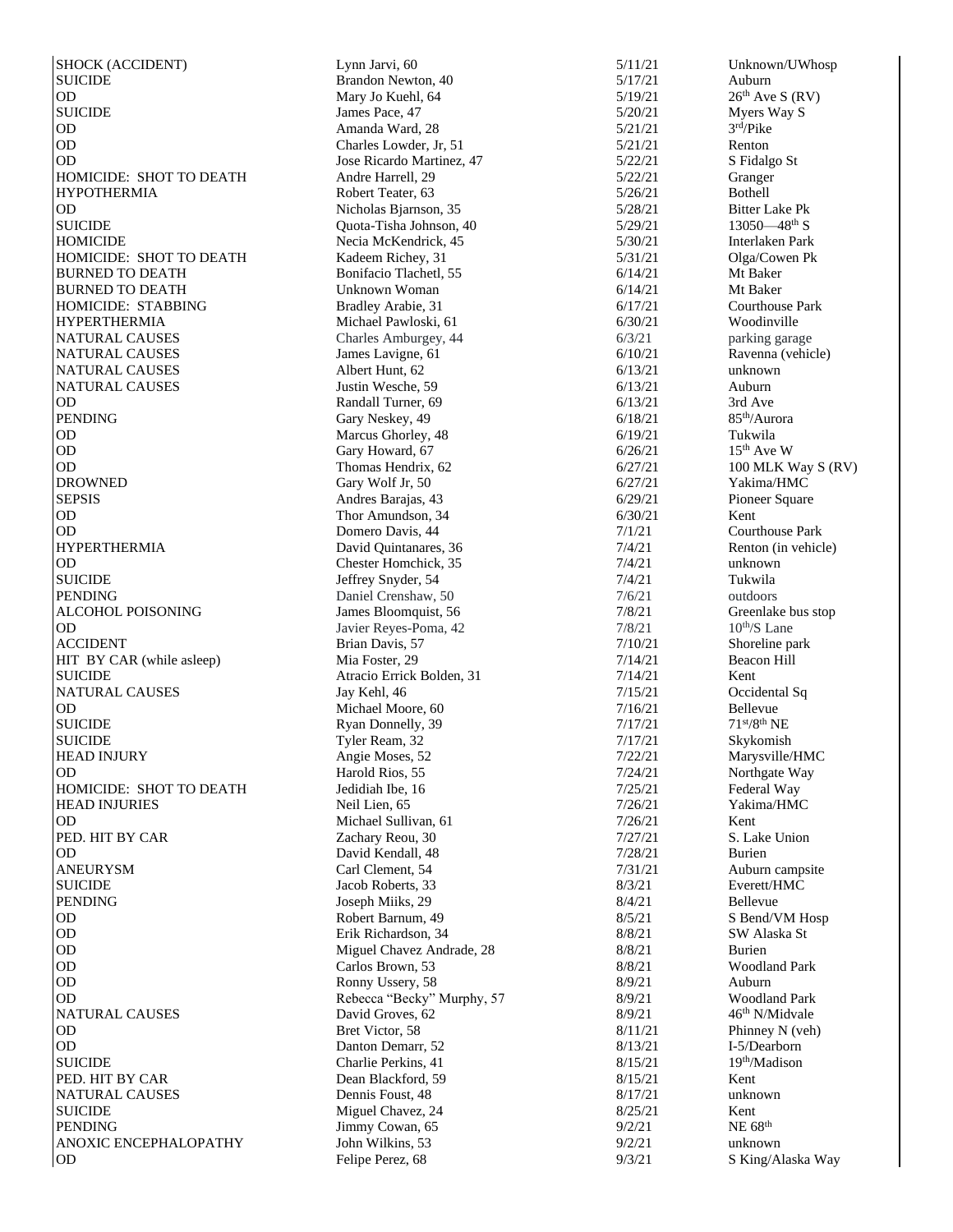| | | | |
|---|---|---|---|
| SHOCK (ACCIDENT) | Lynn Jarvi, 60 | 5/11/21 | Unknown/UWhosp |
| SUICIDE | Brandon Newton, 40 | 5/17/21 | Auburn |
| OD | Mary Jo Kuehl, 64 | 5/19/21 | 26th Ave S (RV) |
| SUICIDE | James Pace, 47 | 5/20/21 | Myers Way S |
| OD | Amanda Ward, 28 | 5/21/21 | 3rd/Pike |
| OD | Charles Lowder, Jr, 51 | 5/21/21 | Renton |
| OD | Jose Ricardo Martinez, 47 | 5/22/21 | S Fidalgo St |
| HOMICIDE: SHOT TO DEATH | Andre Harrell, 29 | 5/22/21 | Granger |
| HYPOTHERMIA | Robert Teater, 63 | 5/26/21 | Bothell |
| OD | Nicholas Bjarnson, 35 | 5/28/21 | Bitter Lake Pk |
| SUICIDE | Quota-Tisha Johnson, 40 | 5/29/21 | 13050—48th S |
| HOMICIDE | Necia McKendrick, 45 | 5/30/21 | Interlaken Park |
| HOMICIDE: SHOT TO DEATH | Kadeem Richey, 31 | 5/31/21 | Olga/Cowen Pk |
| BURNED TO DEATH | Bonifacio Tlachetl, 55 | 6/14/21 | Mt Baker |
| BURNED TO DEATH | Unknown Woman | 6/14/21 | Mt Baker |
| HOMICIDE: STABBING | Bradley Arabie, 31 | 6/17/21 | Courthouse Park |
| HYPERTHERMIA | Michael Pawloski, 61 | 6/30/21 | Woodinville |
| NATURAL CAUSES | Charles Amburgey, 44 | 6/3/21 | parking garage |
| NATURAL CAUSES | James Lavigne, 61 | 6/10/21 | Ravenna (vehicle) |
| NATURAL CAUSES | Albert Hunt, 62 | 6/13/21 | unknown |
| NATURAL CAUSES | Justin Wesche, 59 | 6/13/21 | Auburn |
| OD | Randall Turner, 69 | 6/13/21 | 3rd Ave |
| PENDING | Gary Neskey, 49 | 6/18/21 | 85th/Aurora |
| OD | Marcus Ghorley, 48 | 6/19/21 | Tukwila |
| OD | Gary Howard, 67 | 6/26/21 | 15th Ave W |
| OD | Thomas Hendrix, 62 | 6/27/21 | 100 MLK Way S (RV) |
| DROWNED | Gary Wolf Jr, 50 | 6/27/21 | Yakima/HMC |
| SEPSIS | Andres Barajas, 43 | 6/29/21 | Pioneer Square |
| OD | Thor Amundson, 34 | 6/30/21 | Kent |
| OD | Domero Davis, 44 | 7/1/21 | Courthouse Park |
| HYPERTHERMIA | David Quintanares, 36 | 7/4/21 | Renton (in vehicle) |
| OD | Chester Homchick, 35 | 7/4/21 | unknown |
| SUICIDE | Jeffrey Snyder, 54 | 7/4/21 | Tukwila |
| PENDING | Daniel Crenshaw, 50 | 7/6/21 | outdoors |
| ALCOHOL POISONING | James Bloomquist, 56 | 7/8/21 | Greenlake bus stop |
| OD | Javier Reyes-Poma, 42 | 7/8/21 | 10th/S Lane |
| ACCIDENT | Brian Davis, 57 | 7/10/21 | Shoreline park |
| HIT BY CAR (while asleep) | Mia Foster, 29 | 7/14/21 | Beacon Hill |
| SUICIDE | Atracio Errick Bolden, 31 | 7/14/21 | Kent |
| NATURAL CAUSES | Jay Kehl, 46 | 7/15/21 | Occidental Sq |
| OD | Michael Moore, 60 | 7/16/21 | Bellevue |
| SUICIDE | Ryan Donnelly, 39 | 7/17/21 | 71st/8th NE |
| SUICIDE | Tyler Ream, 32 | 7/17/21 | Skykomish |
| HEAD INJURY | Angie Moses, 52 | 7/22/21 | Marysville/HMC |
| OD | Harold Rios, 55 | 7/24/21 | Northgate Way |
| HOMICIDE: SHOT TO DEATH | Jedidiah Ibe, 16 | 7/25/21 | Federal Way |
| HEAD INJURIES | Neil Lien, 65 | 7/26/21 | Yakima/HMC |
| OD | Michael Sullivan, 61 | 7/26/21 | Kent |
| PED. HIT BY CAR | Zachary Reou, 30 | 7/27/21 | S. Lake Union |
| OD | David Kendall, 48 | 7/28/21 | Burien |
| ANEURYSM | Carl Clement, 54 | 7/31/21 | Auburn campsite |
| SUICIDE | Jacob Roberts, 33 | 8/3/21 | Everett/HMC |
| PENDING | Joseph Miiks, 29 | 8/4/21 | Bellevue |
| OD | Robert Barnum, 49 | 8/5/21 | S Bend/VM Hosp |
| OD | Erik Richardson, 34 | 8/8/21 | SW Alaska St |
| OD | Miguel Chavez Andrade, 28 | 8/8/21 | Burien |
| OD | Carlos Brown, 53 | 8/8/21 | Woodland Park |
| OD | Ronny Ussery, 58 | 8/9/21 | Auburn |
| OD | Rebecca "Becky" Murphy, 57 | 8/9/21 | Woodland Park |
| NATURAL CAUSES | David Groves, 62 | 8/9/21 | 46th N/Midvale |
| OD | Bret Victor, 58 | 8/11/21 | Phinney N (veh) |
| OD | Danton Demarr, 52 | 8/13/21 | I-5/Dearborn |
| SUICIDE | Charlie Perkins, 41 | 8/15/21 | 19th/Madison |
| PED. HIT BY CAR | Dean Blackford, 59 | 8/15/21 | Kent |
| NATURAL CAUSES | Dennis Foust, 48 | 8/17/21 | unknown |
| SUICIDE | Miguel Chavez, 24 | 8/25/21 | Kent |
| PENDING | Jimmy Cowan, 65 | 9/2/21 | NE 68th |
| ANOXIC ENCEPHALOPATHY | John Wilkins, 53 | 9/2/21 | unknown |
| OD | Felipe Perez, 68 | 9/3/21 | S King/Alaska Way |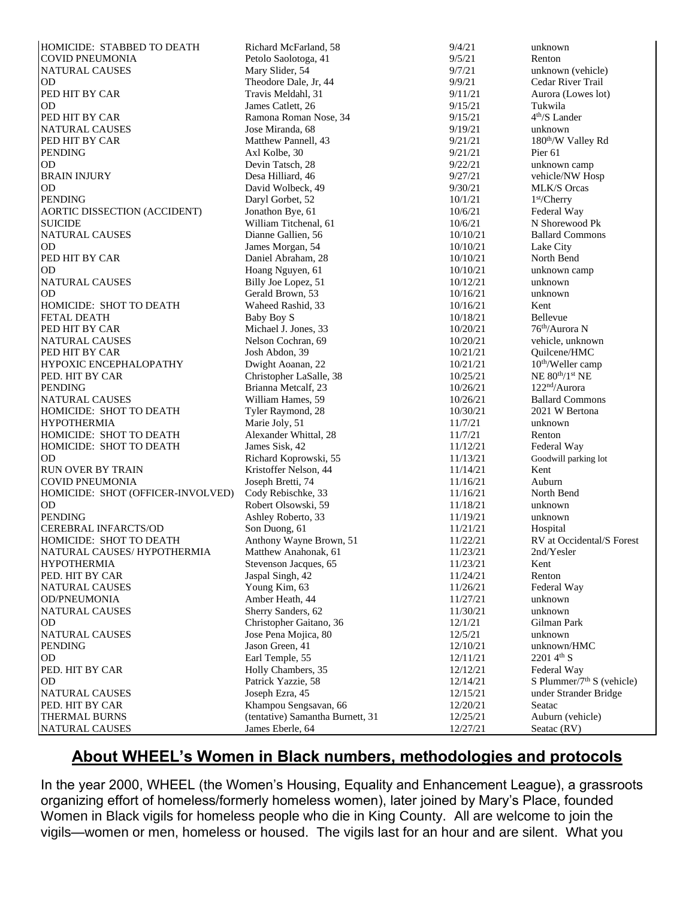| | | | |
|---|---|---|---|
| HOMICIDE: STABBED TO DEATH | Richard McFarland, 58 | 9/4/21 | unknown |
| COVID PNEUMONIA | Petolo Saolotoga, 41 | 9/5/21 | Renton |
| NATURAL CAUSES | Mary Slider, 54 | 9/7/21 | unknown (vehicle) |
| OD | Theodore Dale, Jr, 44 | 9/9/21 | Cedar River Trail |
| PED HIT BY CAR | Travis Meldahl, 31 | 9/11/21 | Aurora (Lowes lot) |
| OD | James Catlett, 26 | 9/15/21 | Tukwila |
| PED HIT BY CAR | Ramona Roman Nose, 34 | 9/15/21 | 4th/S Lander |
| NATURAL CAUSES | Jose Miranda, 68 | 9/19/21 | unknown |
| PED HIT BY CAR | Matthew Pannell, 43 | 9/21/21 | 180th/W Valley Rd |
| PENDING | Axl Kolbe, 30 | 9/21/21 | Pier 61 |
| OD | Devin Tatsch, 28 | 9/22/21 | unknown camp |
| BRAIN INJURY | Desa Hilliard, 46 | 9/27/21 | vehicle/NW Hosp |
| OD | David Wolbeck, 49 | 9/30/21 | MLK/S Orcas |
| PENDING | Daryl Gorbet, 52 | 10/1/21 | 1st/Cherry |
| AORTIC DISSECTION (ACCIDENT) | Jonathon Bye, 61 | 10/6/21 | Federal Way |
| SUICIDE | William Titchenal, 61 | 10/6/21 | N Shorewood Pk |
| NATURAL CAUSES | Dianne Gallien, 56 | 10/10/21 | Ballard Commons |
| OD | James Morgan, 54 | 10/10/21 | Lake City |
| PED HIT BY CAR | Daniel Abraham, 28 | 10/10/21 | North Bend |
| OD | Hoang Nguyen, 61 | 10/10/21 | unknown camp |
| NATURAL CAUSES | Billy Joe Lopez, 51 | 10/12/21 | unknown |
| OD | Gerald Brown, 53 | 10/16/21 | unknown |
| HOMICIDE: SHOT TO DEATH | Waheed Rashid, 33 | 10/16/21 | Kent |
| FETAL DEATH | Baby Boy S | 10/18/21 | Bellevue |
| PED HIT BY CAR | Michael J. Jones, 33 | 10/20/21 | 76th/Aurora N |
| NATURAL CAUSES | Nelson Cochran, 69 | 10/20/21 | vehicle, unknown |
| PED HIT BY CAR | Josh Abdon, 39 | 10/21/21 | Quilcene/HMC |
| HYPOXIC ENCEPHALOPATHY | Dwight Aoanan, 22 | 10/21/21 | 10th/Weller camp |
| PED. HIT BY CAR | Christopher LaSalle, 38 | 10/25/21 | NE 80th/1st NE |
| PENDING | Brianna Metcalf, 23 | 10/26/21 | 122nd/Aurora |
| NATURAL CAUSES | William Hames, 59 | 10/26/21 | Ballard Commons |
| HOMICIDE: SHOT TO DEATH | Tyler Raymond, 28 | 10/30/21 | 2021 W Bertona |
| HYPOTHERMIA | Marie Joly, 51 | 11/7/21 | unknown |
| HOMICIDE: SHOT TO DEATH | Alexander Whittal, 28 | 11/7/21 | Renton |
| HOMICIDE: SHOT TO DEATH | James Sisk, 42 | 11/12/21 | Federal Way |
| OD | Richard Koprowski, 55 | 11/13/21 | Goodwill parking lot |
| RUN OVER BY TRAIN | Kristoffer Nelson, 44 | 11/14/21 | Kent |
| COVID PNEUMONIA | Joseph Bretti, 74 | 11/16/21 | Auburn |
| HOMICIDE: SHOT (OFFICER-INVOLVED) | Cody Rebischke, 33 | 11/16/21 | North Bend |
| OD | Robert Olsowski, 59 | 11/18/21 | unknown |
| PENDING | Ashley Roberto, 33 | 11/19/21 | unknown |
| CEREBRAL INFARCTS/OD | Son Duong, 61 | 11/21/21 | Hospital |
| HOMICIDE: SHOT TO DEATH | Anthony Wayne Brown, 51 | 11/22/21 | RV at Occidental/S Forest |
| NATURAL CAUSES/ HYPOTHERMIA | Matthew Anahonak, 61 | 11/23/21 | 2nd/Yesler |
| HYPOTHERMIA | Stevenson Jacques, 65 | 11/23/21 | Kent |
| PED. HIT BY CAR | Jaspal Singh, 42 | 11/24/21 | Renton |
| NATURAL CAUSES | Young Kim, 63 | 11/26/21 | Federal Way |
| OD/PNEUMONIA | Amber Heath, 44 | 11/27/21 | unknown |
| NATURAL CAUSES | Sherry Sanders, 62 | 11/30/21 | unknown |
| OD | Christopher Gaitano, 36 | 12/1/21 | Gilman Park |
| NATURAL CAUSES | Jose Pena Mojica, 80 | 12/5/21 | unknown |
| PENDING | Jason Green, 41 | 12/10/21 | unknown/HMC |
| OD | Earl Temple, 55 | 12/11/21 | 2201 4th S |
| PED. HIT BY CAR | Holly Chambers, 35 | 12/12/21 | Federal Way |
| OD | Patrick Yazzie, 58 | 12/14/21 | S Plummer/7th S (vehicle) |
| NATURAL CAUSES | Joseph Ezra, 45 | 12/15/21 | under Strander Bridge |
| PED. HIT BY CAR | Khampou Sengsavan, 66 | 12/20/21 | Seatac |
| THERMAL BURNS | (tentative) Samantha Burnett, 31 | 12/25/21 | Auburn (vehicle) |
| NATURAL CAUSES | James Eberle, 64 | 12/27/21 | Seatac (RV) |

## About WHEEL's Women in Black numbers, methodologies and protocols

In the year 2000, WHEEL (the Women's Housing, Equality and Enhancement League), a grassroots organizing effort of homeless/formerly homeless women), later joined by Mary's Place, founded Women in Black vigils for homeless people who die in King County. All are welcome to join the vigils—women or men, homeless or housed. The vigils last for an hour and are silent. What you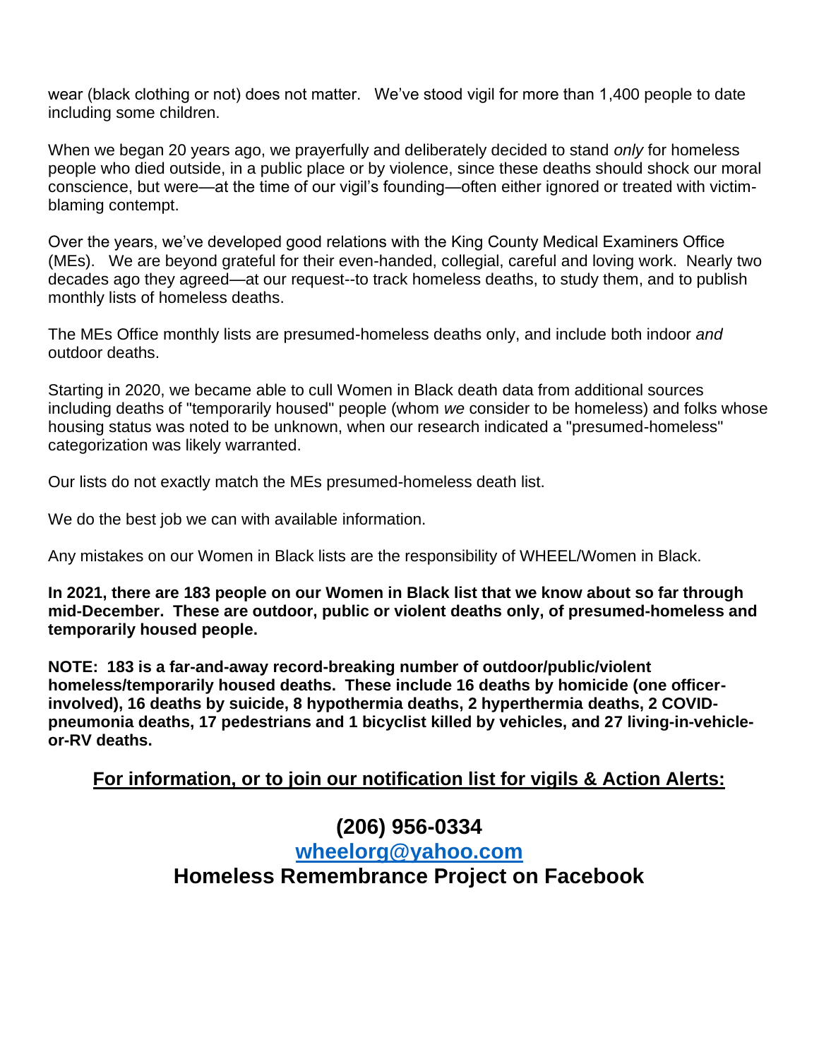wear (black clothing or not) does not matter. We've stood vigil for more than 1,400 people to date including some children.

When we began 20 years ago, we prayerfully and deliberately decided to stand *only* for homeless people who died outside, in a public place or by violence, since these deaths should shock our moral conscience, but were—at the time of our vigil's founding—often either ignored or treated with victim-blaming contempt.

Over the years, we've developed good relations with the King County Medical Examiners Office (MEs). We are beyond grateful for their even-handed, collegial, careful and loving work. Nearly two decades ago they agreed—at our request--to track homeless deaths, to study them, and to publish monthly lists of homeless deaths.

The MEs Office monthly lists are presumed-homeless deaths only, and include both indoor *and* outdoor deaths.

Starting in 2020, we became able to cull Women in Black death data from additional sources including deaths of "temporarily housed" people (whom *we* consider to be homeless) and folks whose housing status was noted to be unknown, when our research indicated a "presumed-homeless" categorization was likely warranted.

Our lists do not exactly match the MEs presumed-homeless death list.

We do the best job we can with available information.

Any mistakes on our Women in Black lists are the responsibility of WHEEL/Women in Black.

**In 2021, there are 183 people on our Women in Black list that we know about so far through mid-December. These are outdoor, public or violent deaths only, of presumed-homeless and temporarily housed people.**

**NOTE: 183 is a far-and-away record-breaking number of outdoor/public/violent homeless/temporarily housed deaths. These include 16 deaths by homicide (one officer-involved), 16 deaths by suicide, 8 hypothermia deaths, 2 hyperthermia deaths, 2 COVID-pneumonia deaths, 17 pedestrians and 1 bicyclist killed by vehicles, and 27 living-in-vehicle-or-RV deaths.**

## For information, or to join our notification list for vigils & Action Alerts:

## (206) 956-0334

## wheelorg@yahoo.com

## Homeless Remembrance Project on Facebook